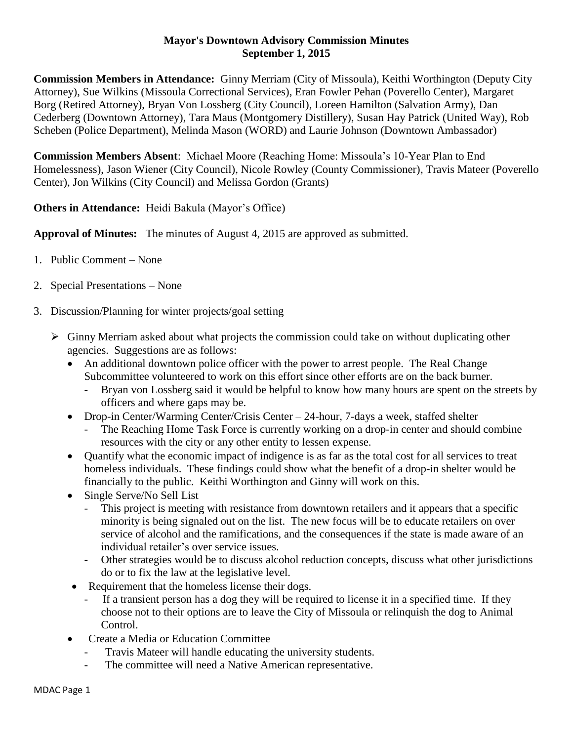# Mayor's Downtown Advisory Commission Minutes
## September 1, 2015

**Commission Members in Attendance:** Ginny Merriam (City of Missoula), Keithi Worthington (Deputy City Attorney), Sue Wilkins (Missoula Correctional Services), Eran Fowler Pehan (Poverello Center), Margaret Borg (Retired Attorney), Bryan Von Lossberg (City Council), Loreen Hamilton (Salvation Army), Dan Cederberg (Downtown Attorney), Tara Maus (Montgomery Distillery), Susan Hay Patrick (United Way), Rob Scheben (Police Department), Melinda Mason (WORD) and Laurie Johnson (Downtown Ambassador)

**Commission Members Absent**: Michael Moore (Reaching Home: Missoula's 10-Year Plan to End Homelessness), Jason Wiener (City Council), Nicole Rowley (County Commissioner), Travis Mateer (Poverello Center), Jon Wilkins (City Council) and Melissa Gordon (Grants)

**Others in Attendance:** Heidi Bakula (Mayor's Office)

**Approval of Minutes:** The minutes of August 4, 2015 are approved as submitted.

1. Public Comment – None
2. Special Presentations – None
3. Discussion/Planning for winter projects/goal setting
   - Ginny Merriam asked about what projects the commission could take on without duplicating other agencies. Suggestions are as follows:
     - An additional downtown police officer with the power to arrest people. The Real Change Subcommittee volunteered to work on this effort since other efforts are on the back burner.
       - Bryan von Lossberg said it would be helpful to know how many hours are spent on the streets by officers and where gaps may be.
     - Drop-in Center/Warming Center/Crisis Center – 24-hour, 7-days a week, staffed shelter
       - The Reaching Home Task Force is currently working on a drop-in center and should combine resources with the city or any other entity to lessen expense.
     - Quantify what the economic impact of indigence is as far as the total cost for all services to treat homeless individuals. These findings could show what the benefit of a drop-in shelter would be financially to the public. Keithi Worthington and Ginny will work on this.
     - Single Serve/No Sell List
       - This project is meeting with resistance from downtown retailers and it appears that a specific minority is being signaled out on the list. The new focus will be to educate retailers on over service of alcohol and the ramifications, and the consequences if the state is made aware of an individual retailer's over service issues.
       - Other strategies would be to discuss alcohol reduction concepts, discuss what other jurisdictions do or to fix the law at the legislative level.
     - Requirement that the homeless license their dogs.
       - If a transient person has a dog they will be required to license it in a specified time. If they choose not to their options are to leave the City of Missoula or relinquish the dog to Animal Control.
     - Create a Media or Education Committee
       - Travis Mateer will handle educating the university students.
       - The committee will need a Native American representative.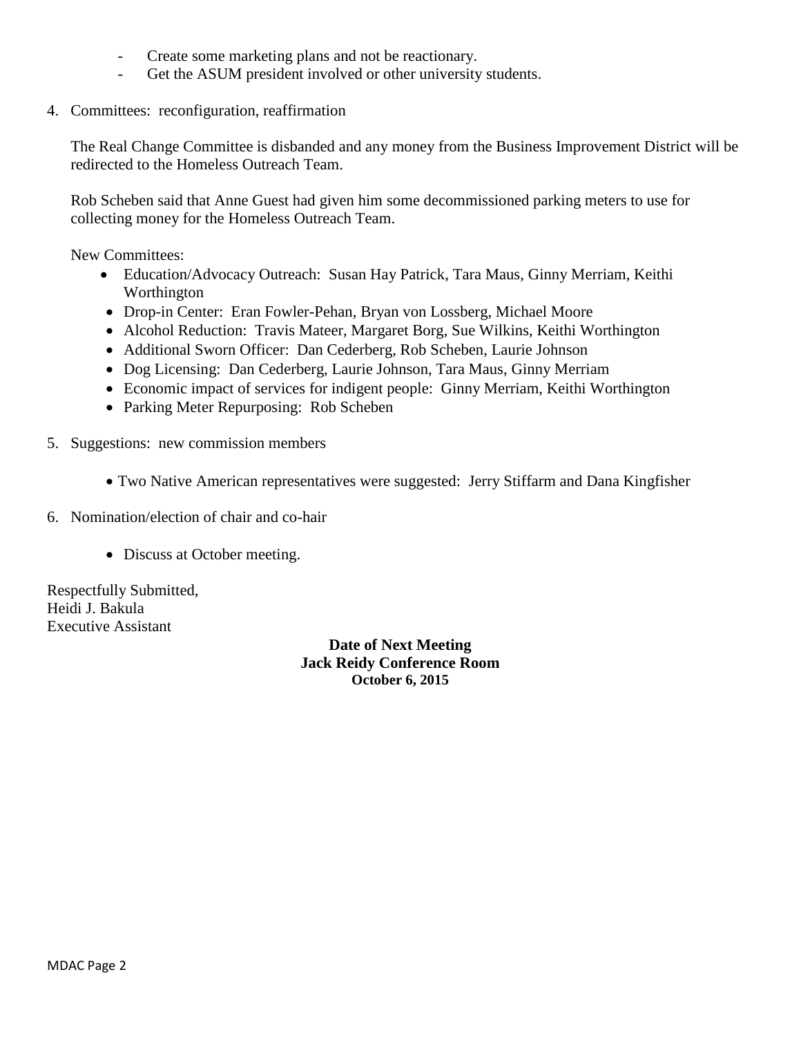- Create some marketing plans and not be reactionary.
- Get the ASUM president involved or other university students.

4. Committees: reconfiguration, reaffirmation

   The Real Change Committee is disbanded and any money from the Business Improvement District will be redirected to the Homeless Outreach Team.

   Rob Scheben said that Anne Guest had given him some decommissioned parking meters to use for collecting money for the Homeless Outreach Team.

   New Committees:

   - Education/Advocacy Outreach: Susan Hay Patrick, Tara Maus, Ginny Merriam, Keithi Worthington
   - Drop-in Center: Eran Fowler-Pehan, Bryan von Lossberg, Michael Moore
   - Alcohol Reduction: Travis Mateer, Margaret Borg, Sue Wilkins, Keithi Worthington
   - Additional Sworn Officer: Dan Cederberg, Rob Scheben, Laurie Johnson
   - Dog Licensing: Dan Cederberg, Laurie Johnson, Tara Maus, Ginny Merriam
   - Economic impact of services for indigent people: Ginny Merriam, Keithi Worthington
   - Parking Meter Repurposing: Rob Scheben

5. Suggestions: new commission members

   - Two Native American representatives were suggested: Jerry Stiffarm and Dana Kingfisher

6. Nomination/election of chair and co-hair

   - Discuss at October meeting.

Respectfully Submitted,
Heidi J. Bakula
Executive Assistant

**Date of Next Meeting**
**Jack Reidy Conference Room**
**October 6, 2015**